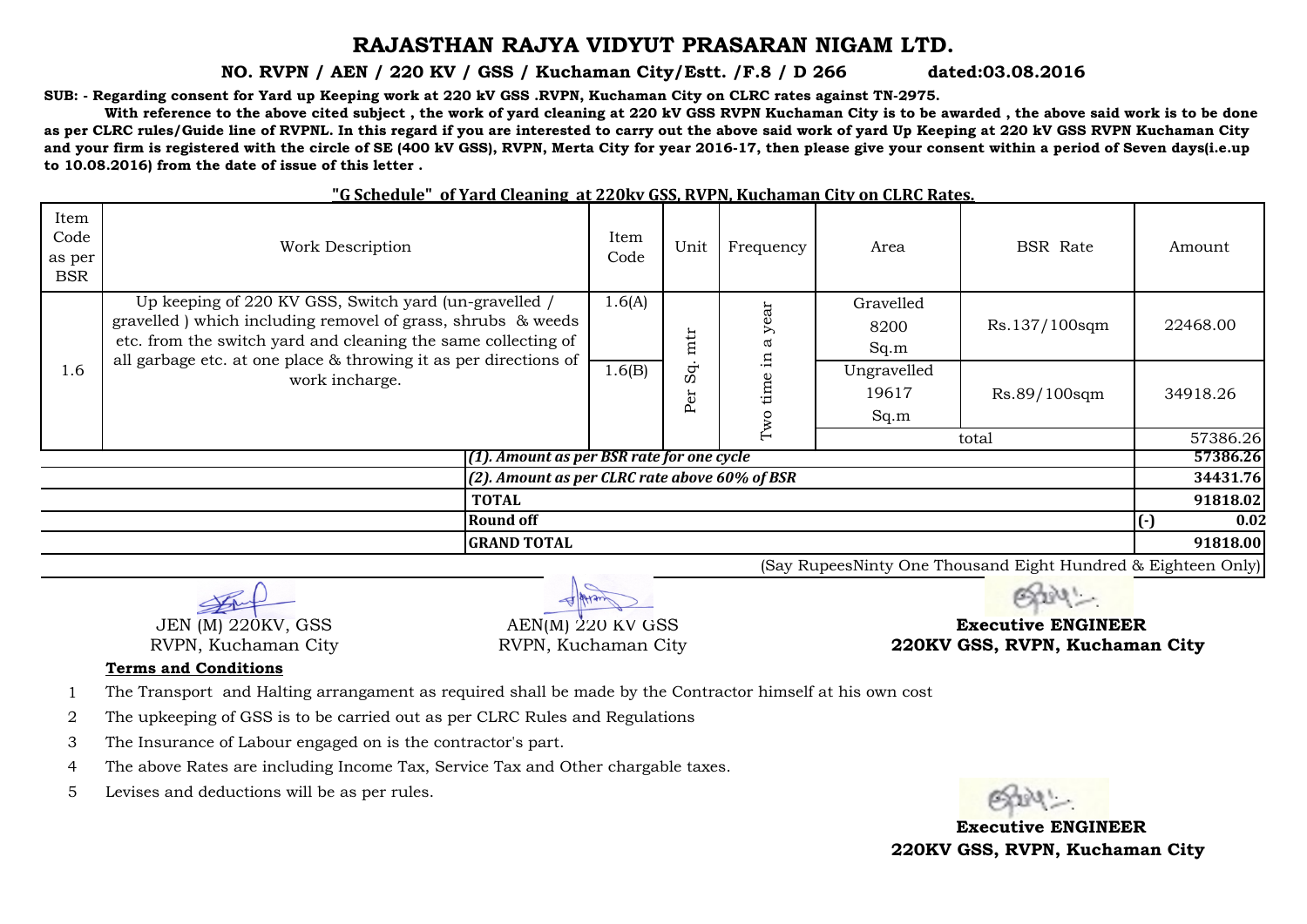# RAJASTHAN RAJYA VIDYUT PRASARAN NIGAM LTD.

**NO. RVPN / AEN / 220 KV / GSS / Kuchaman City/Estt. /F.8 / D 266 dated:03.08.2016**

**SUB: - Regarding consent for Yard up Keeping work at 220 kV GSS .RVPN, Kuchaman City on CLRC rates against TN-2975.**

**With reference to the above cited subject , the work of yard cleaning at 220 kV GSS RVPN Kuchaman City is to be awarded , the above said work is to be done as per CLRC rules/Guide line of RVPNL. In this regard if you are interested to carry out the above said work of yard Up Keeping at 220 kV GSS RVPN Kuchaman City and your firm is registered with the circle of SE (400 kV GSS), RVPN, Merta City for year 2016-17, then please give your consent within a period of Seven days(i.e.up to 10.08.2016) from the date of issue of this letter .**

**"G Schedule" of Yard Cleaning at 220kv GSS, RVPN, Kuchaman City on CLRC Rates.**

| Item Code as per BSR | Work Description | Item Code | Unit | Frequency | Area | BSR Rate | Amount |
|---|---|---|---|---|---|---|---|
| 1.6 | Up keeping of 220 KV GSS, Switch yard (un-gravelled / gravelled ) which including removel of grass, shrubs & weeds etc. from the switch yard and cleaning the same collecting of all garbage etc. at one place & throwing it as per directions of work incharge. | 1.6(A) | Per Sq. mtr | Two time in a year | Gravelled 8200 Sq.m | Rs.137/100sqm | 22468.00 |
| | | 1.6(B) | | | Ungravelled 19617 Sq.m | Rs.89/100sqm | 34918.26 |
| | | | | | total | | 57386.26 |
| | ***(1). Amount as per BSR rate for one cycle*** | | | | | | **57386.26** |
| | ***(2). Amount as per CLRC rate above 60% of BSR*** | | | | | | **34431.76** |
| | **TOTAL** | | | | | | **91818.02** |
| | **Round off** | | | | | | **(-) 0.02** |
| | **GRAND TOTAL** | | | | | | **91818.00** |

(Say RupeesNinty One Thousand Eight Hundred & Eighteen Only)

JEN (M) 220KV, GSS
RVPN, Kuchaman City

AEN(M) 220 KV GSS
RVPN, Kuchaman City

**Executive ENGINEER**
**220KV GSS, RVPN, Kuchaman City**

**Terms and Conditions**

1. The Transport and Halting arrangament as required shall be made by the Contractor himself at his own cost
2. The upkeeping of GSS is to be carried out as per CLRC Rules and Regulations
3. The Insurance of Labour engaged on is the contractor's part.
4. The above Rates are including Income Tax, Service Tax and Other chargable taxes.
5. Levises and deductions will be as per rules.

**Executive ENGINEER**
**220KV GSS, RVPN, Kuchaman City**